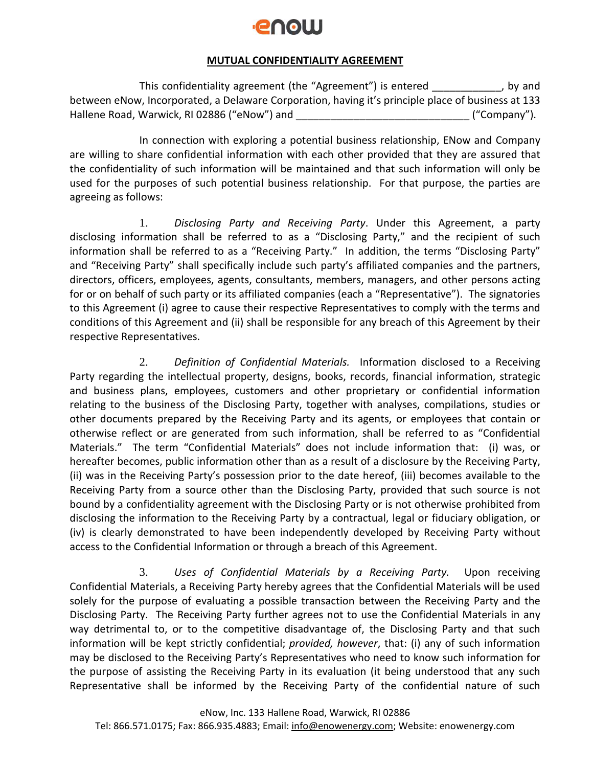eNow

## MUTUAL CONFIDENTIALITY AGREEMENT

This confidentiality agreement (the "Agreement") is entered ____________, by and between eNow, Incorporated, a Delaware Corporation, having it's principle place of business at 133 Hallene Road, Warwick, RI 02886 ("eNow") and _____________________________ ("Company").

In connection with exploring a potential business relationship, ENow and Company are willing to share confidential information with each other provided that they are assured that the confidentiality of such information will be maintained and that such information will only be used for the purposes of such potential business relationship. For that purpose, the parties are agreeing as follows:

1. *Disclosing Party and Receiving Party*. Under this Agreement, a party disclosing information shall be referred to as a "Disclosing Party," and the recipient of such information shall be referred to as a "Receiving Party." In addition, the terms "Disclosing Party" and "Receiving Party" shall specifically include such party's affiliated companies and the partners, directors, officers, employees, agents, consultants, members, managers, and other persons acting for or on behalf of such party or its affiliated companies (each a "Representative"). The signatories to this Agreement (i) agree to cause their respective Representatives to comply with the terms and conditions of this Agreement and (ii) shall be responsible for any breach of this Agreement by their respective Representatives.

2. *Definition of Confidential Materials.* Information disclosed to a Receiving Party regarding the intellectual property, designs, books, records, financial information, strategic and business plans, employees, customers and other proprietary or confidential information relating to the business of the Disclosing Party, together with analyses, compilations, studies or other documents prepared by the Receiving Party and its agents, or employees that contain or otherwise reflect or are generated from such information, shall be referred to as "Confidential Materials." The term "Confidential Materials" does not include information that: (i) was, or hereafter becomes, public information other than as a result of a disclosure by the Receiving Party, (ii) was in the Receiving Party's possession prior to the date hereof, (iii) becomes available to the Receiving Party from a source other than the Disclosing Party, provided that such source is not bound by a confidentiality agreement with the Disclosing Party or is not otherwise prohibited from disclosing the information to the Receiving Party by a contractual, legal or fiduciary obligation, or (iv) is clearly demonstrated to have been independently developed by Receiving Party without access to the Confidential Information or through a breach of this Agreement.

3. *Uses of Confidential Materials by a Receiving Party.* Upon receiving Confidential Materials, a Receiving Party hereby agrees that the Confidential Materials will be used solely for the purpose of evaluating a possible transaction between the Receiving Party and the Disclosing Party. The Receiving Party further agrees not to use the Confidential Materials in any way detrimental to, or to the competitive disadvantage of, the Disclosing Party and that such information will be kept strictly confidential; *provided, however*, that: (i) any of such information may be disclosed to the Receiving Party's Representatives who need to know such information for the purpose of assisting the Receiving Party in its evaluation (it being understood that any such Representative shall be informed by the Receiving Party of the confidential nature of such

eNow, Inc. 133 Hallene Road, Warwick, RI 02886
Tel: 866.571.0175; Fax: 866.935.4883; Email: info@enowenergy.com; Website: enowenergy.com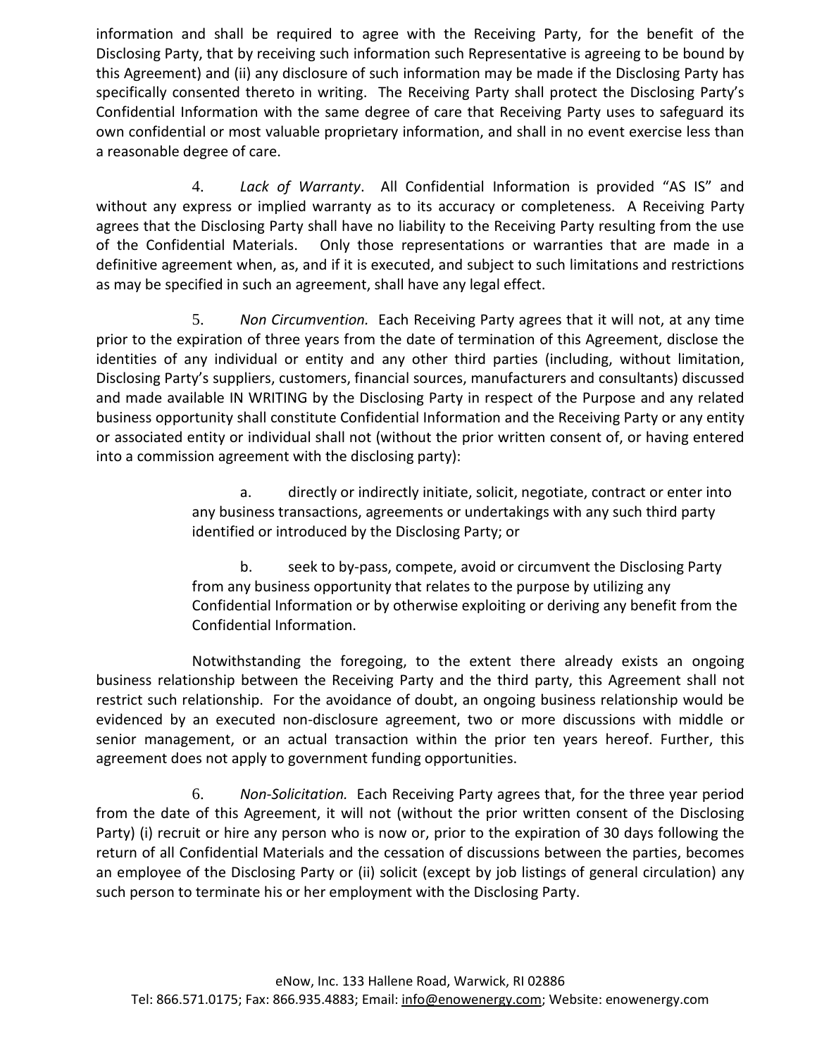information and shall be required to agree with the Receiving Party, for the benefit of the Disclosing Party, that by receiving such information such Representative is agreeing to be bound by this Agreement) and (ii) any disclosure of such information may be made if the Disclosing Party has specifically consented thereto in writing. The Receiving Party shall protect the Disclosing Party's Confidential Information with the same degree of care that Receiving Party uses to safeguard its own confidential or most valuable proprietary information, and shall in no event exercise less than a reasonable degree of care.

4. *Lack of Warranty*. All Confidential Information is provided "AS IS" and without any express or implied warranty as to its accuracy or completeness. A Receiving Party agrees that the Disclosing Party shall have no liability to the Receiving Party resulting from the use of the Confidential Materials. Only those representations or warranties that are made in a definitive agreement when, as, and if it is executed, and subject to such limitations and restrictions as may be specified in such an agreement, shall have any legal effect.

5. *Non Circumvention.* Each Receiving Party agrees that it will not, at any time prior to the expiration of three years from the date of termination of this Agreement, disclose the identities of any individual or entity and any other third parties (including, without limitation, Disclosing Party's suppliers, customers, financial sources, manufacturers and consultants) discussed and made available IN WRITING by the Disclosing Party in respect of the Purpose and any related business opportunity shall constitute Confidential Information and the Receiving Party or any entity or associated entity or individual shall not (without the prior written consent of, or having entered into a commission agreement with the disclosing party):

> a. directly or indirectly initiate, solicit, negotiate, contract or enter into any business transactions, agreements or undertakings with any such third party identified or introduced by the Disclosing Party; or
>
> b. seek to by-pass, compete, avoid or circumvent the Disclosing Party from any business opportunity that relates to the purpose by utilizing any Confidential Information or by otherwise exploiting or deriving any benefit from the Confidential Information.

Notwithstanding the foregoing, to the extent there already exists an ongoing business relationship between the Receiving Party and the third party, this Agreement shall not restrict such relationship. For the avoidance of doubt, an ongoing business relationship would be evidenced by an executed non-disclosure agreement, two or more discussions with middle or senior management, or an actual transaction within the prior ten years hereof. Further, this agreement does not apply to government funding opportunities.

6. *Non-Solicitation.* Each Receiving Party agrees that, for the three year period from the date of this Agreement, it will not (without the prior written consent of the Disclosing Party) (i) recruit or hire any person who is now or, prior to the expiration of 30 days following the return of all Confidential Materials and the cessation of discussions between the parties, becomes an employee of the Disclosing Party or (ii) solicit (except by job listings of general circulation) any such person to terminate his or her employment with the Disclosing Party.

eNow, Inc. 133 Hallene Road, Warwick, RI 02886
Tel: 866.571.0175; Fax: 866.935.4883; Email: info@enowenergy.com; Website: enowenergy.com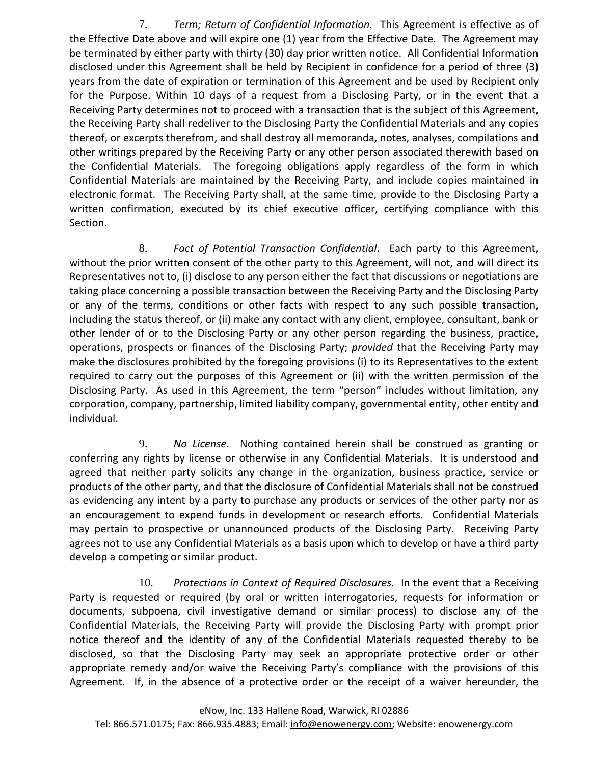7. *Term; Return of Confidential Information.* This Agreement is effective as of the Effective Date above and will expire one (1) year from the Effective Date. The Agreement may be terminated by either party with thirty (30) day prior written notice. All Confidential Information disclosed under this Agreement shall be held by Recipient in confidence for a period of three (3) years from the date of expiration or termination of this Agreement and be used by Recipient only for the Purpose. Within 10 days of a request from a Disclosing Party, or in the event that a Receiving Party determines not to proceed with a transaction that is the subject of this Agreement, the Receiving Party shall redeliver to the Disclosing Party the Confidential Materials and any copies thereof, or excerpts therefrom, and shall destroy all memoranda, notes, analyses, compilations and other writings prepared by the Receiving Party or any other person associated therewith based on the Confidential Materials. The foregoing obligations apply regardless of the form in which Confidential Materials are maintained by the Receiving Party, and include copies maintained in electronic format. The Receiving Party shall, at the same time, provide to the Disclosing Party a written confirmation, executed by its chief executive officer, certifying compliance with this Section.

8. *Fact of Potential Transaction Confidential*. Each party to this Agreement, without the prior written consent of the other party to this Agreement, will not, and will direct its Representatives not to, (i) disclose to any person either the fact that discussions or negotiations are taking place concerning a possible transaction between the Receiving Party and the Disclosing Party or any of the terms, conditions or other facts with respect to any such possible transaction, including the status thereof, or (ii) make any contact with any client, employee, consultant, bank or other lender of or to the Disclosing Party or any other person regarding the business, practice, operations, prospects or finances of the Disclosing Party; *provided* that the Receiving Party may make the disclosures prohibited by the foregoing provisions (i) to its Representatives to the extent required to carry out the purposes of this Agreement or (ii) with the written permission of the Disclosing Party. As used in this Agreement, the term "person" includes without limitation, any corporation, company, partnership, limited liability company, governmental entity, other entity and individual.

9. *No License*. Nothing contained herein shall be construed as granting or conferring any rights by license or otherwise in any Confidential Materials. It is understood and agreed that neither party solicits any change in the organization, business practice, service or products of the other party, and that the disclosure of Confidential Materials shall not be construed as evidencing any intent by a party to purchase any products or services of the other party nor as an encouragement to expend funds in development or research efforts. Confidential Materials may pertain to prospective or unannounced products of the Disclosing Party. Receiving Party agrees not to use any Confidential Materials as a basis upon which to develop or have a third party develop a competing or similar product.

10. *Protections in Context of Required Disclosures.* In the event that a Receiving Party is requested or required (by oral or written interrogatories, requests for information or documents, subpoena, civil investigative demand or similar process) to disclose any of the Confidential Materials, the Receiving Party will provide the Disclosing Party with prompt prior notice thereof and the identity of any of the Confidential Materials requested thereby to be disclosed, so that the Disclosing Party may seek an appropriate protective order or other appropriate remedy and/or waive the Receiving Party's compliance with the provisions of this Agreement. If, in the absence of a protective order or the receipt of a waiver hereunder, the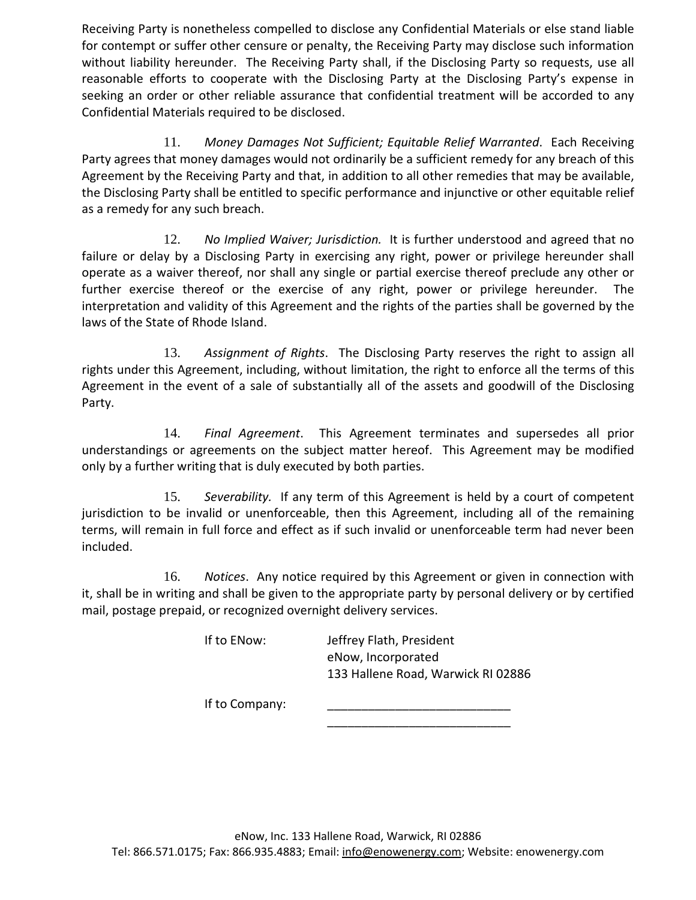Receiving Party is nonetheless compelled to disclose any Confidential Materials or else stand liable for contempt or suffer other censure or penalty, the Receiving Party may disclose such information without liability hereunder. The Receiving Party shall, if the Disclosing Party so requests, use all reasonable efforts to cooperate with the Disclosing Party at the Disclosing Party's expense in seeking an order or other reliable assurance that confidential treatment will be accorded to any Confidential Materials required to be disclosed.

11. *Money Damages Not Sufficient; Equitable Relief Warranted*. Each Receiving Party agrees that money damages would not ordinarily be a sufficient remedy for any breach of this Agreement by the Receiving Party and that, in addition to all other remedies that may be available, the Disclosing Party shall be entitled to specific performance and injunctive or other equitable relief as a remedy for any such breach.

12. *No Implied Waiver; Jurisdiction.* It is further understood and agreed that no failure or delay by a Disclosing Party in exercising any right, power or privilege hereunder shall operate as a waiver thereof, nor shall any single or partial exercise thereof preclude any other or further exercise thereof or the exercise of any right, power or privilege hereunder. The interpretation and validity of this Agreement and the rights of the parties shall be governed by the laws of the State of Rhode Island.

13. *Assignment of Rights*. The Disclosing Party reserves the right to assign all rights under this Agreement, including, without limitation, the right to enforce all the terms of this Agreement in the event of a sale of substantially all of the assets and goodwill of the Disclosing Party.

14. *Final Agreement*. This Agreement terminates and supersedes all prior understandings or agreements on the subject matter hereof. This Agreement may be modified only by a further writing that is duly executed by both parties.

15. *Severability.* If any term of this Agreement is held by a court of competent jurisdiction to be invalid or unenforceable, then this Agreement, including all of the remaining terms, will remain in full force and effect as if such invalid or unenforceable term had never been included.

16. *Notices*. Any notice required by this Agreement or given in connection with it, shall be in writing and shall be given to the appropriate party by personal delivery or by certified mail, postage prepaid, or recognized overnight delivery services.

If to ENow: Jeffrey Flath, President
eNow, Incorporated
133 Hallene Road, Warwick RI 02886

If to Company: ___________________________
___________________________

eNow, Inc. 133 Hallene Road, Warwick, RI 02886
Tel: 866.571.0175; Fax: 866.935.4883; Email: info@enowenergy.com; Website: enowenergy.com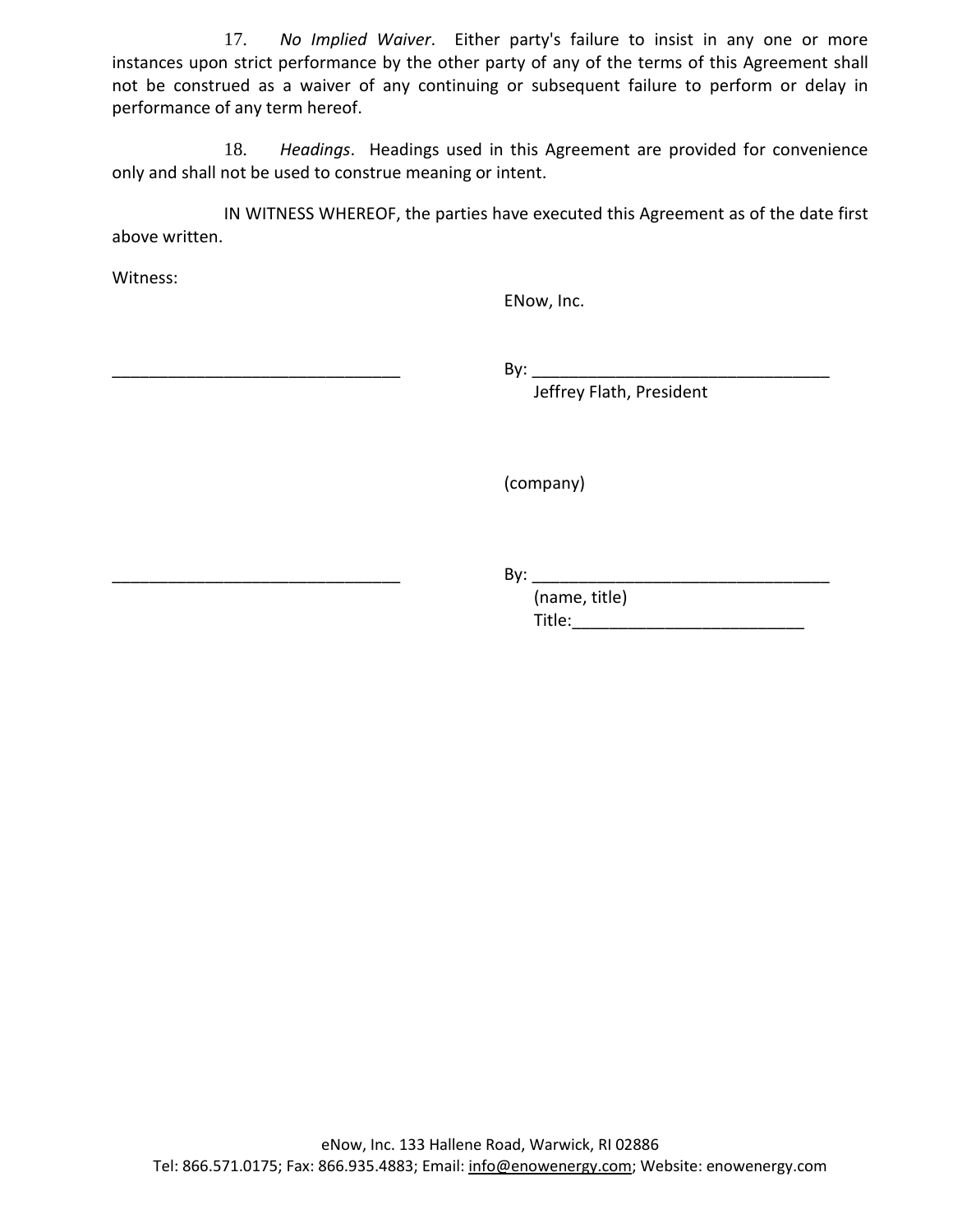17. *No Implied Waiver*. Either party's failure to insist in any one or more instances upon strict performance by the other party of any of the terms of this Agreement shall not be construed as a waiver of any continuing or subsequent failure to perform or delay in performance of any term hereof.

18. *Headings*. Headings used in this Agreement are provided for convenience only and shall not be used to construe meaning or intent.

IN WITNESS WHEREOF, the parties have executed this Agreement as of the date first above written.

Witness:

ENow, Inc.

_______________________________

By: _______________________________
Jeffrey Flath, President

(company)

_______________________________

By: _______________________________
(name, title)
Title:_________________________

eNow, Inc. 133 Hallene Road, Warwick, RI 02886
Tel: 866.571.0175; Fax: 866.935.4883; Email: info@enowenergy.com; Website: enowenergy.com